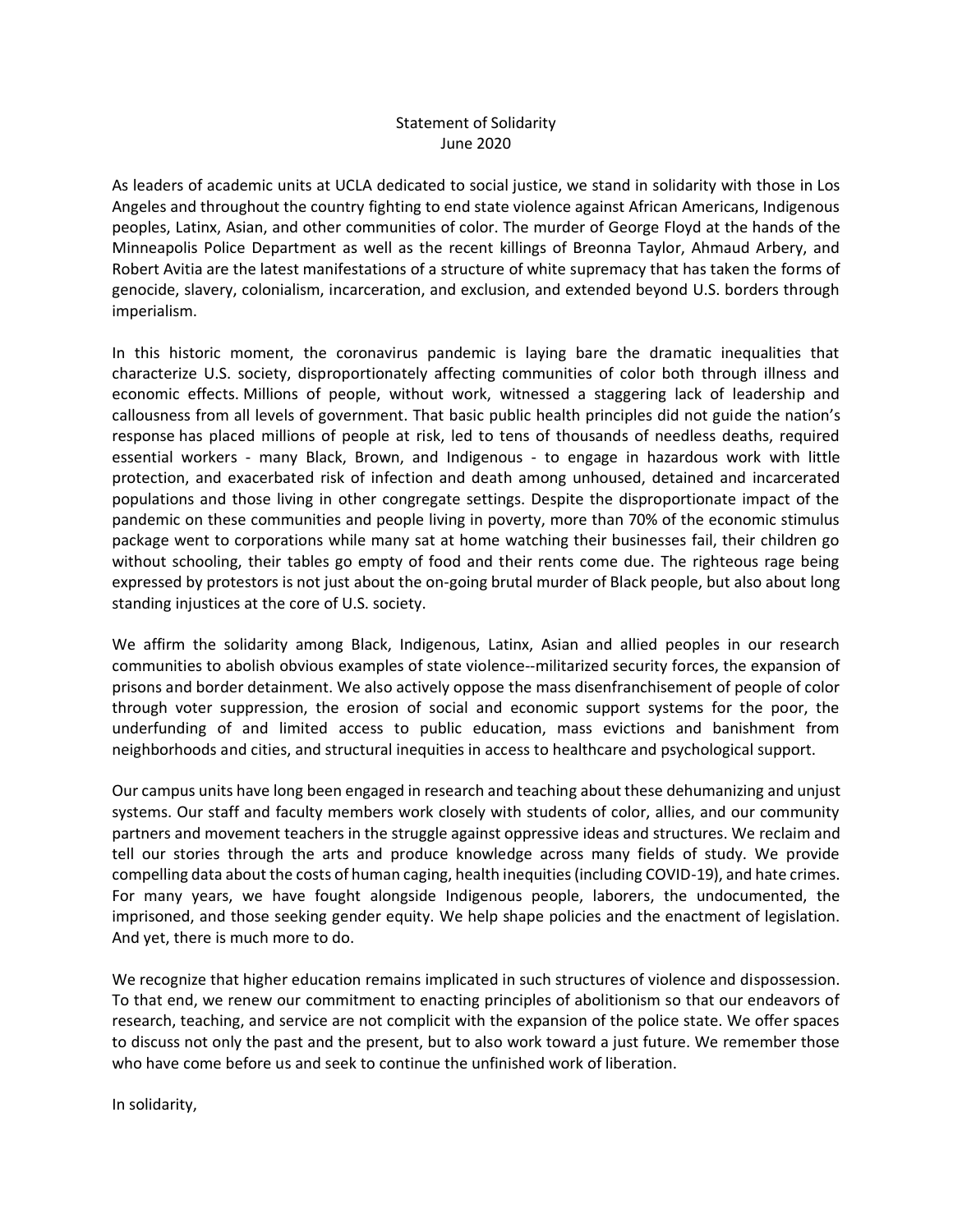# Statement of Solidarity
June 2020

As leaders of academic units at UCLA dedicated to social justice, we stand in solidarity with those in Los Angeles and throughout the country fighting to end state violence against African Americans, Indigenous peoples, Latinx, Asian, and other communities of color. The murder of George Floyd at the hands of the Minneapolis Police Department as well as the recent killings of Breonna Taylor, Ahmaud Arbery, and Robert Avitia are the latest manifestations of a structure of white supremacy that has taken the forms of genocide, slavery, colonialism, incarceration, and exclusion, and extended beyond U.S. borders through imperialism.

In this historic moment, the coronavirus pandemic is laying bare the dramatic inequalities that characterize U.S. society, disproportionately affecting communities of color both through illness and economic effects. Millions of people, without work, witnessed a staggering lack of leadership and callousness from all levels of government. That basic public health principles did not guide the nation's response has placed millions of people at risk, led to tens of thousands of needless deaths, required essential workers - many Black, Brown, and Indigenous - to engage in hazardous work with little protection, and exacerbated risk of infection and death among unhoused, detained and incarcerated populations and those living in other congregate settings. Despite the disproportionate impact of the pandemic on these communities and people living in poverty, more than 70% of the economic stimulus package went to corporations while many sat at home watching their businesses fail, their children go without schooling, their tables go empty of food and their rents come due. The righteous rage being expressed by protestors is not just about the on-going brutal murder of Black people, but also about long standing injustices at the core of U.S. society.

We affirm the solidarity among Black, Indigenous, Latinx, Asian and allied peoples in our research communities to abolish obvious examples of state violence--militarized security forces, the expansion of prisons and border detainment. We also actively oppose the mass disenfranchisement of people of color through voter suppression, the erosion of social and economic support systems for the poor, the underfunding of and limited access to public education, mass evictions and banishment from neighborhoods and cities, and structural inequities in access to healthcare and psychological support.

Our campus units have long been engaged in research and teaching about these dehumanizing and unjust systems. Our staff and faculty members work closely with students of color, allies, and our community partners and movement teachers in the struggle against oppressive ideas and structures. We reclaim and tell our stories through the arts and produce knowledge across many fields of study. We provide compelling data about the costs of human caging, health inequities (including COVID-19), and hate crimes. For many years, we have fought alongside Indigenous people, laborers, the undocumented, the imprisoned, and those seeking gender equity. We help shape policies and the enactment of legislation. And yet, there is much more to do.

We recognize that higher education remains implicated in such structures of violence and dispossession. To that end, we renew our commitment to enacting principles of abolitionism so that our endeavors of research, teaching, and service are not complicit with the expansion of the police state. We offer spaces to discuss not only the past and the present, but to also work toward a just future. We remember those who have come before us and seek to continue the unfinished work of liberation.

In solidarity,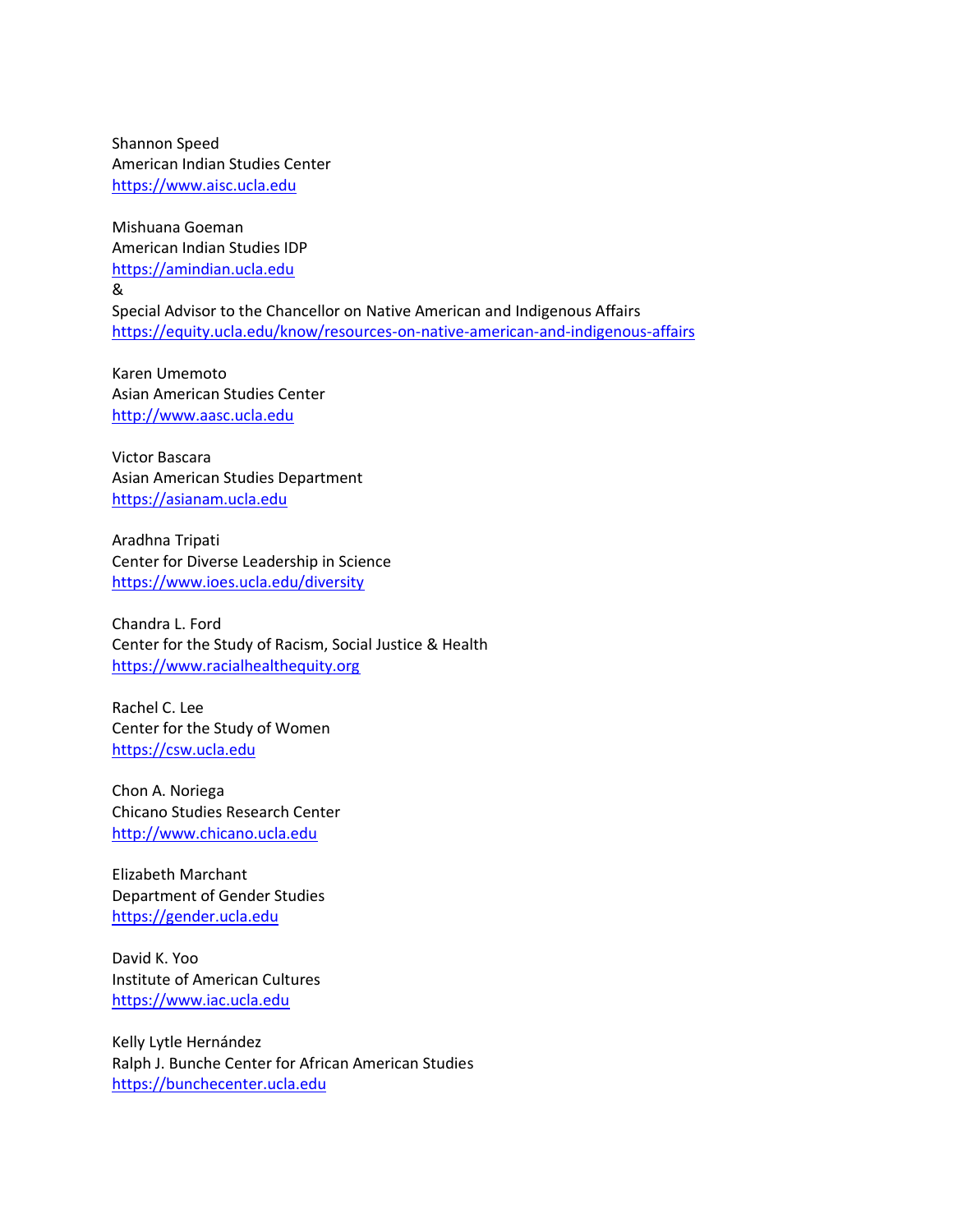Shannon Speed  
American Indian Studies Center  
https://www.aisc.ucla.edu

Mishuana Goeman  
American Indian Studies IDP  
https://amindian.ucla.edu  
&  
Special Advisor to the Chancellor on Native American and Indigenous Affairs  
https://equity.ucla.edu/know/resources-on-native-american-and-indigenous-affairs

Karen Umemoto  
Asian American Studies Center  
http://www.aasc.ucla.edu

Victor Bascara  
Asian American Studies Department  
https://asianam.ucla.edu

Aradhna Tripati  
Center for Diverse Leadership in Science  
https://www.ioes.ucla.edu/diversity

Chandra L. Ford  
Center for the Study of Racism, Social Justice & Health  
https://www.racialhealthequity.org

Rachel C. Lee  
Center for the Study of Women  
https://csw.ucla.edu

Chon A. Noriega  
Chicano Studies Research Center  
http://www.chicano.ucla.edu

Elizabeth Marchant  
Department of Gender Studies  
https://gender.ucla.edu

David K. Yoo  
Institute of American Cultures  
https://www.iac.ucla.edu

Kelly Lytle Hernández  
Ralph J. Bunche Center for African American Studies  
https://bunchecenter.ucla.edu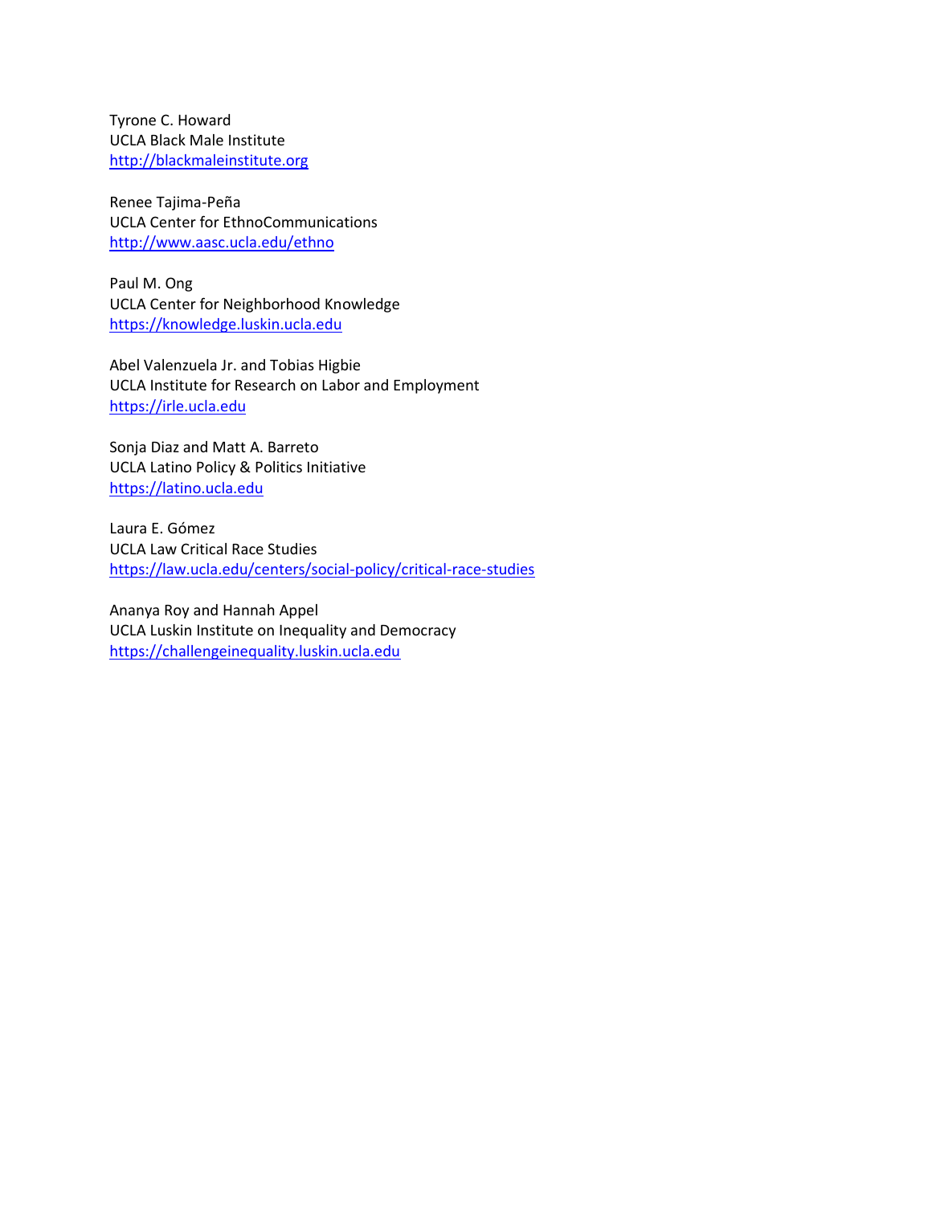Tyrone C. Howard
UCLA Black Male Institute
http://blackmaleinstitute.org

Renee Tajima-Peña
UCLA Center for EthnoCommunications
http://www.aasc.ucla.edu/ethno

Paul M. Ong
UCLA Center for Neighborhood Knowledge
https://knowledge.luskin.ucla.edu

Abel Valenzuela Jr. and Tobias Higbie
UCLA Institute for Research on Labor and Employment
https://irle.ucla.edu

Sonja Diaz and Matt A. Barreto
UCLA Latino Policy & Politics Initiative
https://latino.ucla.edu

Laura E. Gómez
UCLA Law Critical Race Studies
https://law.ucla.edu/centers/social-policy/critical-race-studies

Ananya Roy and Hannah Appel
UCLA Luskin Institute on Inequality and Democracy
https://challengeinequality.luskin.ucla.edu